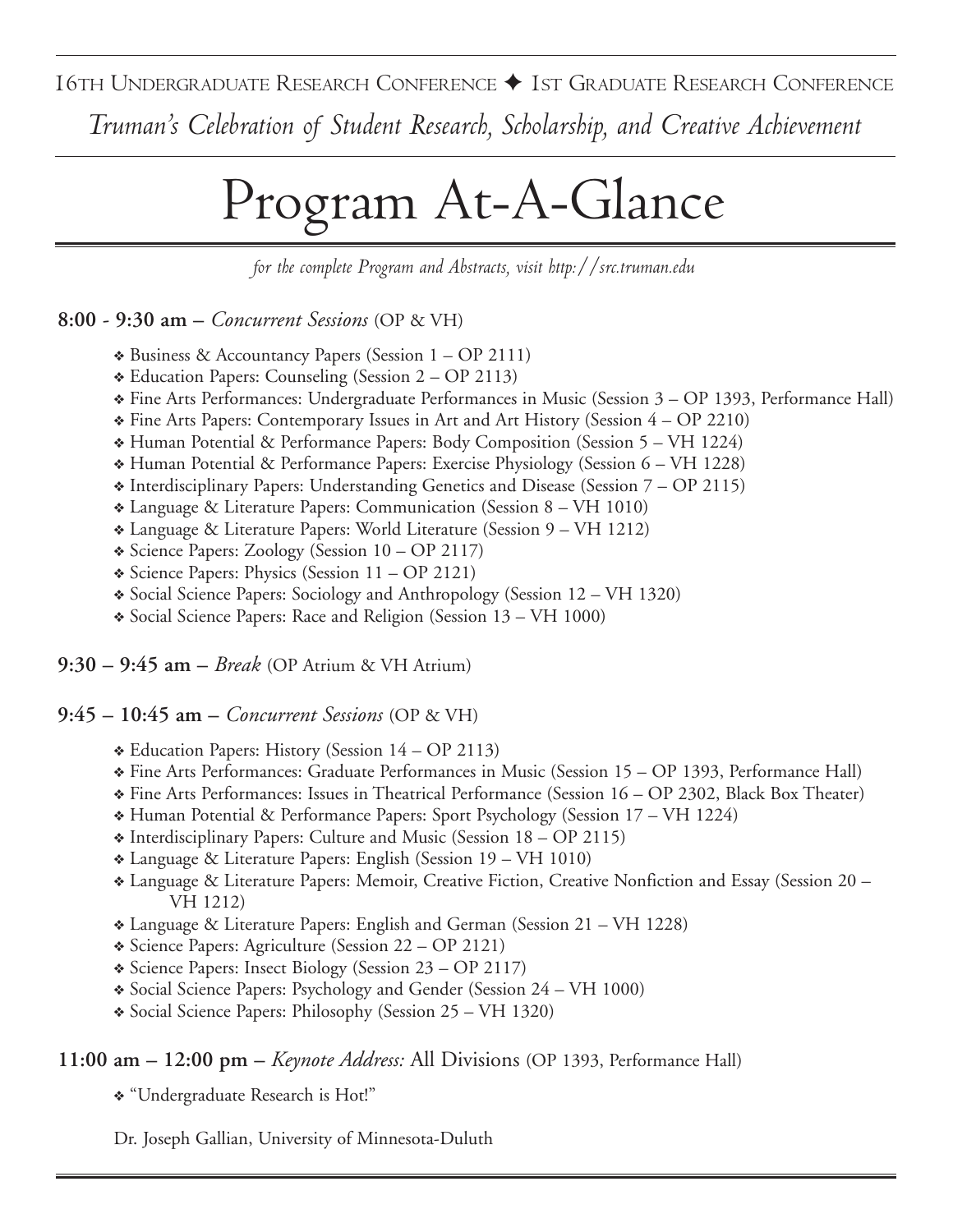16TH UNDERGRADUATE RESEARCH CONFERENCE ✦ 1ST GRADUATE RESEARCH CONFERENCE

*Truman's Celebration of Student Research, Scholarship, and Creative Achievement*

# Program At-A-Glance

*for the complete Program and Abstracts, visit http://src.truman.edu*

**8:00 - 9:30 am –** *Concurrent Sessions* (OP & VH)

- Business & Accountancy Papers (Session 1 – OP 2111)
- Education Papers: Counseling (Session 2 – OP 2113)
- Fine Arts Performances: Undergraduate Performances in Music (Session 3 – OP 1393, Performance Hall)
- Fine Arts Papers: Contemporary Issues in Art and Art History (Session 4 – OP 2210)
- Human Potential & Performance Papers: Body Composition (Session 5 – VH 1224)
- Human Potential & Performance Papers: Exercise Physiology (Session 6 – VH 1228)
- Interdisciplinary Papers: Understanding Genetics and Disease (Session 7 – OP 2115)
- Language & Literature Papers: Communication (Session 8 – VH 1010)
- Language & Literature Papers: World Literature (Session 9 – VH 1212)
- Science Papers: Zoology (Session 10 – OP 2117)
- Science Papers: Physics (Session 11 – OP 2121)
- Social Science Papers: Sociology and Anthropology (Session 12 – VH 1320)
- Social Science Papers: Race and Religion (Session 13 – VH 1000)

**9:30 – 9:45 am –** *Break* (OP Atrium & VH Atrium)

**9:45 – 10:45 am –** *Concurrent Sessions* (OP & VH)

- Education Papers: History (Session 14 – OP 2113)
- Fine Arts Performances: Graduate Performances in Music (Session 15 – OP 1393, Performance Hall)
- Fine Arts Performances: Issues in Theatrical Performance (Session 16 – OP 2302, Black Box Theater)
- Human Potential & Performance Papers: Sport Psychology (Session 17 – VH 1224)
- Interdisciplinary Papers: Culture and Music (Session 18 – OP 2115)
- Language & Literature Papers: English (Session 19 – VH 1010)
- Language & Literature Papers: Memoir, Creative Fiction, Creative Nonfiction and Essay (Session 20 – VH 1212)
- Language & Literature Papers: English and German (Session 21 – VH 1228)
- Science Papers: Agriculture (Session 22 – OP 2121)
- Science Papers: Insect Biology (Session 23 – OP 2117)
- Social Science Papers: Psychology and Gender (Session 24 – VH 1000)
- Social Science Papers: Philosophy (Session 25 – VH 1320)

**11:00 am – 12:00 pm –** *Keynote Address:* All Divisions (OP 1393, Performance Hall)

- "Undergraduate Research is Hot!"

Dr. Joseph Gallian, University of Minnesota-Duluth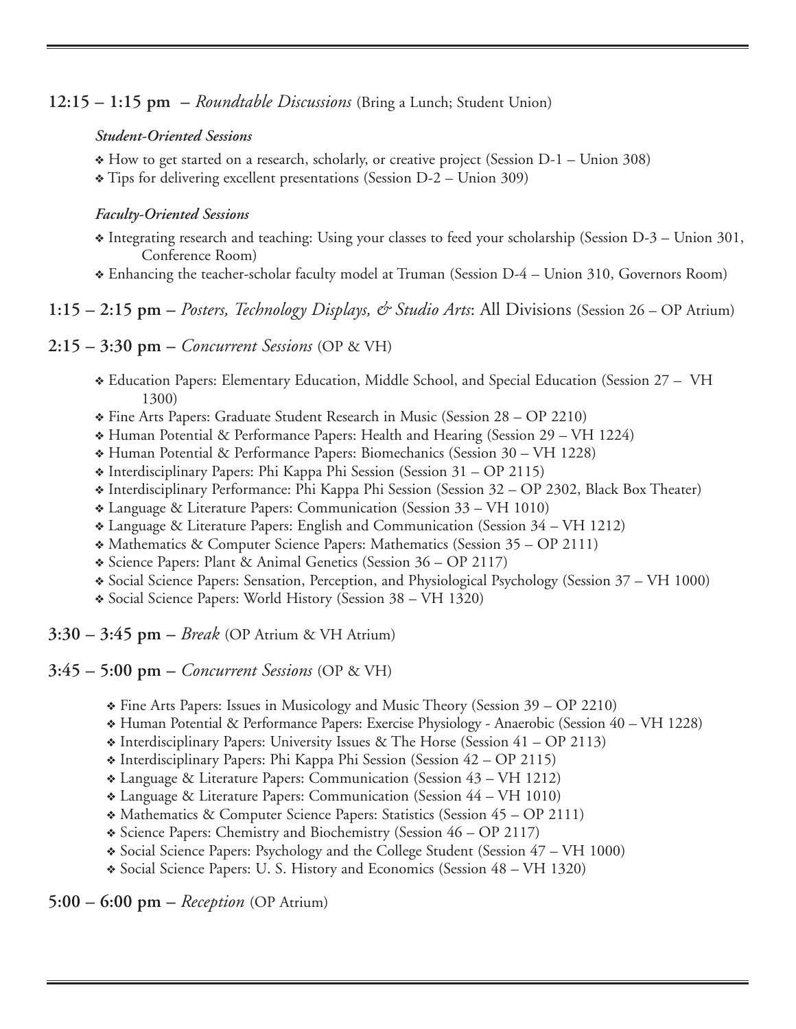**12:15 – 1:15 pm – *Roundtable Discussions*** (Bring a Lunch; Student Union)

***Student-Oriented Sessions***

- How to get started on a research, scholarly, or creative project (Session D-1 – Union 308)
- Tips for delivering excellent presentations (Session D-2 – Union 309)

***Faculty-Oriented Sessions***

- Integrating research and teaching: Using your classes to feed your scholarship (Session D-3 – Union 301, Conference Room)
- Enhancing the teacher-scholar faculty model at Truman (Session D-4 – Union 310, Governors Room)

**1:15 – 2:15 pm – *Posters, Technology Displays, & Studio Arts***: All Divisions (Session 26 – OP Atrium)

**2:15 – 3:30 pm – *Concurrent Sessions*** (OP & VH)

- Education Papers: Elementary Education, Middle School, and Special Education (Session 27 – VH 1300)
- Fine Arts Papers: Graduate Student Research in Music (Session 28 – OP 2210)
- Human Potential & Performance Papers: Health and Hearing (Session 29 – VH 1224)
- Human Potential & Performance Papers: Biomechanics (Session 30 – VH 1228)
- Interdisciplinary Papers: Phi Kappa Phi Session (Session 31 – OP 2115)
- Interdisciplinary Performance: Phi Kappa Phi Session (Session 32 – OP 2302, Black Box Theater)
- Language & Literature Papers: Communication (Session 33 – VH 1010)
- Language & Literature Papers: English and Communication (Session 34 – VH 1212)
- Mathematics & Computer Science Papers: Mathematics (Session 35 – OP 2111)
- Science Papers: Plant & Animal Genetics (Session 36 – OP 2117)
- Social Science Papers: Sensation, Perception, and Physiological Psychology (Session 37 – VH 1000)
- Social Science Papers: World History (Session 38 – VH 1320)

**3:30 – 3:45 pm – *Break*** (OP Atrium & VH Atrium)

**3:45 – 5:00 pm – *Concurrent Sessions*** (OP & VH)

- Fine Arts Papers: Issues in Musicology and Music Theory (Session 39 – OP 2210)
- Human Potential & Performance Papers: Exercise Physiology - Anaerobic (Session 40 – VH 1228)
- Interdisciplinary Papers: University Issues & The Horse (Session 41 – OP 2113)
- Interdisciplinary Papers: Phi Kappa Phi Session (Session 42 – OP 2115)
- Language & Literature Papers: Communication (Session 43 – VH 1212)
- Language & Literature Papers: Communication (Session 44 – VH 1010)
- Mathematics & Computer Science Papers: Statistics (Session 45 – OP 2111)
- Science Papers: Chemistry and Biochemistry (Session 46 – OP 2117)
- Social Science Papers: Psychology and the College Student (Session 47 – VH 1000)
- Social Science Papers: U. S. History and Economics (Session 48 – VH 1320)

**5:00 – 6:00 pm – *Reception*** (OP Atrium)